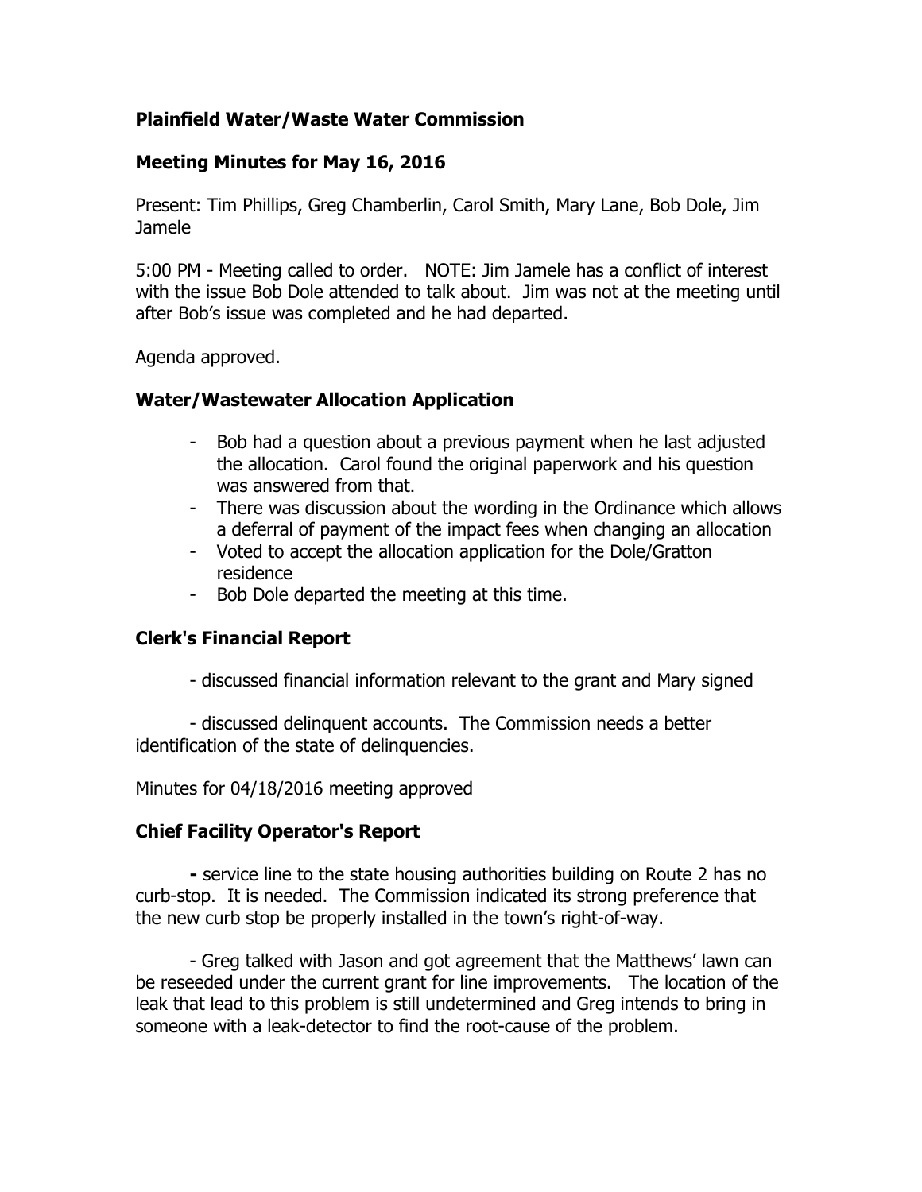**Plainfield Water/Waste Water Commission**

**Meeting Minutes for May 16, 2016**

Present: Tim Phillips, Greg Chamberlin, Carol Smith, Mary Lane, Bob Dole, Jim Jamele

5:00 PM - Meeting called to order. NOTE: Jim Jamele has a conflict of interest with the issue Bob Dole attended to talk about. Jim was not at the meeting until after Bob's issue was completed and he had departed.

Agenda approved.

## Water/Wastewater Allocation Application

- Bob had a question about a previous payment when he last adjusted the allocation. Carol found the original paperwork and his question was answered from that.
- There was discussion about the wording in the Ordinance which allows a deferral of payment of the impact fees when changing an allocation
- Voted to accept the allocation application for the Dole/Gratton residence
- Bob Dole departed the meeting at this time.

## Clerk's Financial Report

- discussed financial information relevant to the grant and Mary signed

- discussed delinquent accounts. The Commission needs a better identification of the state of delinquencies.

Minutes for 04/18/2016 meeting approved

## Chief Facility Operator's Report

**-** service line to the state housing authorities building on Route 2 has no curb-stop. It is needed. The Commission indicated its strong preference that the new curb stop be properly installed in the town's right-of-way.

- Greg talked with Jason and got agreement that the Matthews' lawn can be reseeded under the current grant for line improvements. The location of the leak that lead to this problem is still undetermined and Greg intends to bring in someone with a leak-detector to find the root-cause of the problem.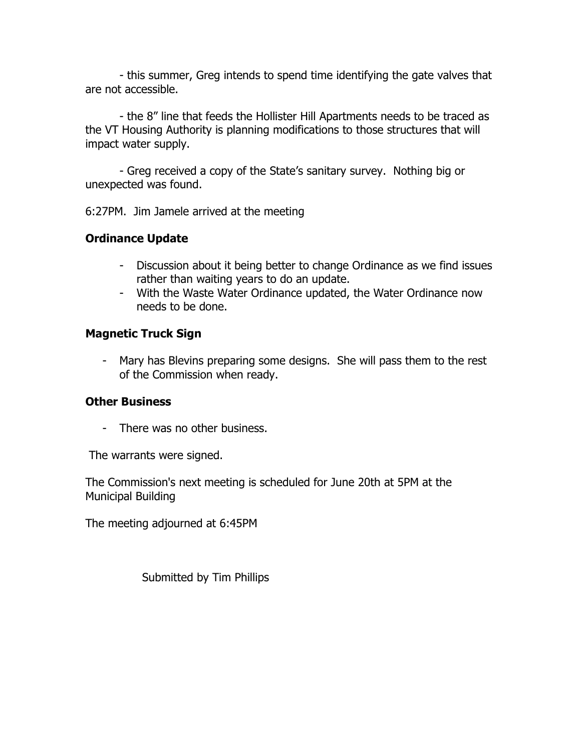- this summer, Greg intends to spend time identifying the gate valves that are not accessible.

- the 8” line that feeds the Hollister Hill Apartments needs to be traced as the VT Housing Authority is planning modifications to those structures that will impact water supply.

- Greg received a copy of the State’s sanitary survey. Nothing big or unexpected was found.

6:27PM. Jim Jamele arrived at the meeting

**Ordinance Update**

- Discussion about it being better to change Ordinance as we find issues rather than waiting years to do an update.
- With the Waste Water Ordinance updated, the Water Ordinance now needs to be done.

**Magnetic Truck Sign**

- Mary has Blevins preparing some designs. She will pass them to the rest of the Commission when ready.

**Other Business**

- There was no other business.

The warrants were signed.

The Commission's next meeting is scheduled for June 20th at 5PM at the Municipal Building

The meeting adjourned at 6:45PM

Submitted by Tim Phillips